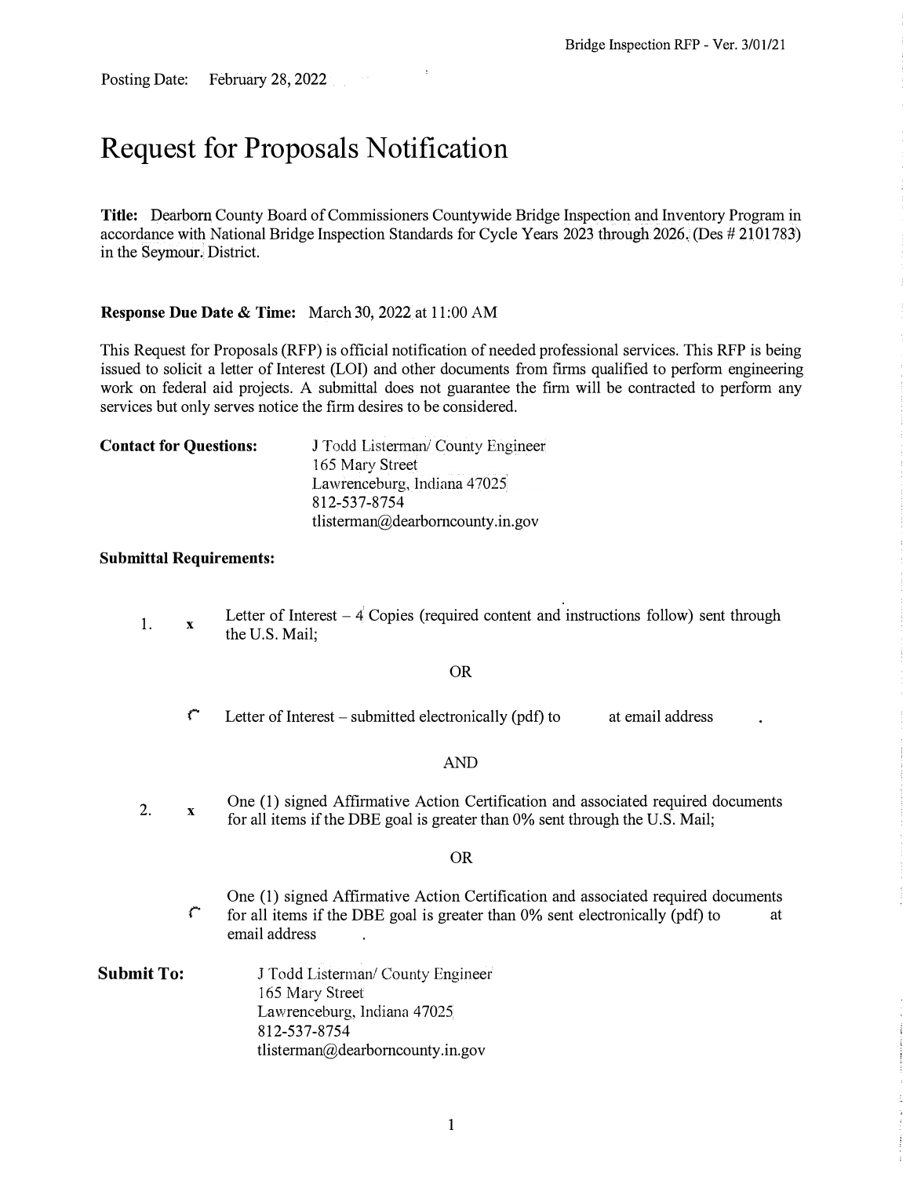Posting Date: February 28, 2022

# Request for Proposals Notification

**Title:** Dearborn County Board of Commissioners Countywide Bridge Inspection and Inventory Program in accordance with National Bridge Inspection Standards for Cycle Years 2023 through 2026. (Des # 2101783) in the Seymour District.

**Response Due Date & Time:** March 30, 2022 at 11:00 AM

This Request for Proposals (RFP) is official notification of needed professional services. This RFP is being issued to solicit a letter of Interest (LOI) and other documents from firms qualified to perform engineering work on federal aid projects. A submittal does not guarantee the firm will be contracted to perform any services but only serves notice the firm desires to be considered.

**Contact for Questions:**

J Todd Listerman/ County Engineer
165 Mary Street
Lawrenceburg, Indiana 47025
812-537-8754
tlisterman@dearborncounty.in.gov

**Submittal Requirements:**

1. x Letter of Interest – 4 Copies (required content and instructions follow) sent through the U.S. Mail;

   OR

   Letter of Interest – submitted electronically (pdf) to at email address .

   AND

2. x One (1) signed Affirmative Action Certification and associated required documents for all items if the DBE goal is greater than 0% sent through the U.S. Mail;

   OR

   One (1) signed Affirmative Action Certification and associated required documents for all items if the DBE goal is greater than 0% sent electronically (pdf) to at email address .

**Submit To:**

J Todd Listerman/ County Engineer
165 Mary Street
Lawrenceburg, Indiana 47025
812-537-8754
tlisterman@dearborncounty.in.gov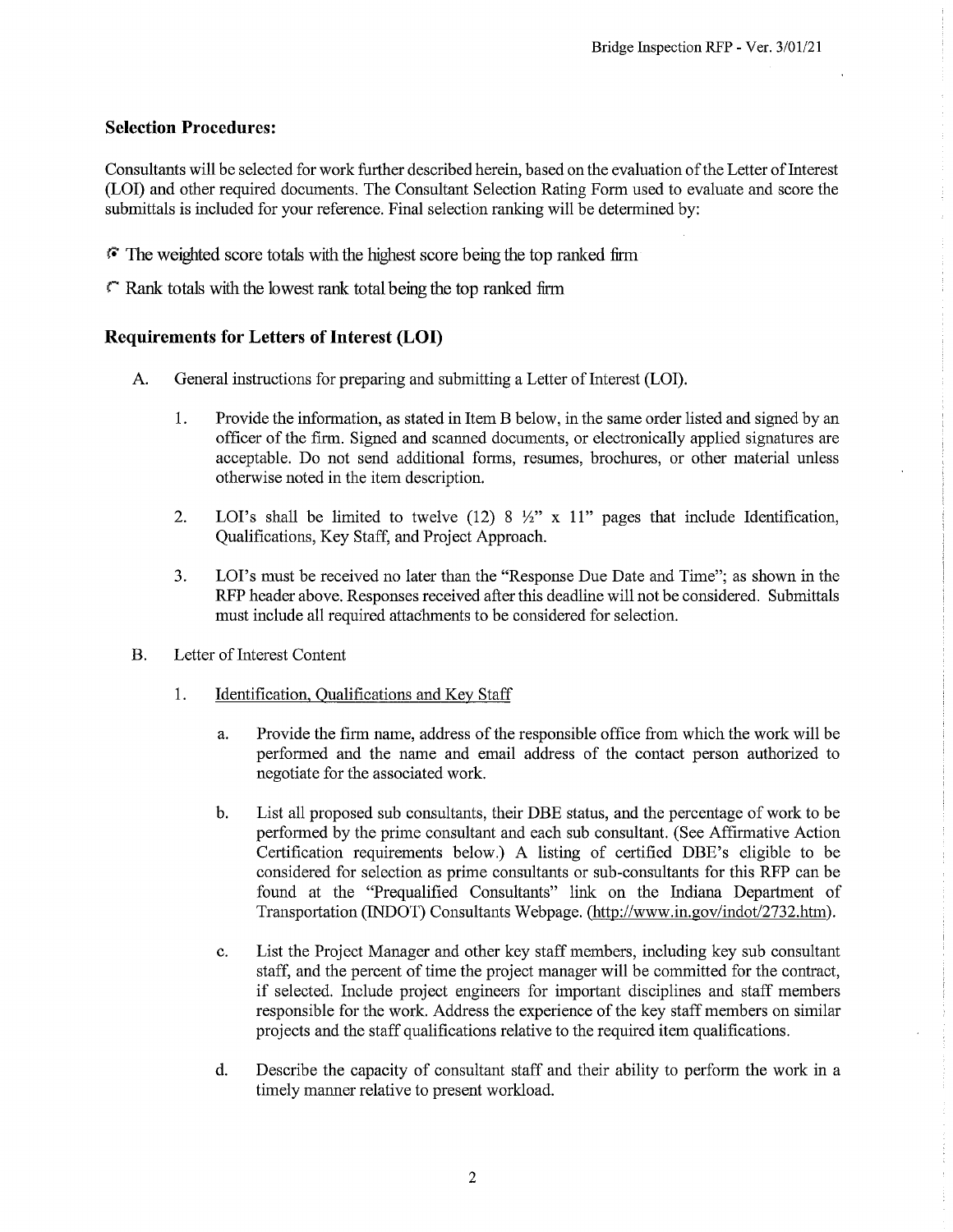## Selection Procedures:

Consultants will be selected for work further described herein, based on the evaluation of the Letter of Interest (LOI) and other required documents. The Consultant Selection Rating Form used to evaluate and score the submittals is included for your reference. Final selection ranking will be determined by:

- (●) The weighted score totals with the highest score being the top ranked firm
- ( ) Rank totals with the lowest rank total being the top ranked firm

## Requirements for Letters of Interest (LOI)

A. General instructions for preparing and submitting a Letter of Interest (LOI).

1. Provide the information, as stated in Item B below, in the same order listed and signed by an officer of the firm. Signed and scanned documents, or electronically applied signatures are acceptable. Do not send additional forms, resumes, brochures, or other material unless otherwise noted in the item description.

2. LOI's shall be limited to twelve (12) 8 ½" x 11" pages that include Identification, Qualifications, Key Staff, and Project Approach.

3. LOI's must be received no later than the "Response Due Date and Time"; as shown in the RFP header above. Responses received after this deadline will not be considered. Submittals must include all required attachments to be considered for selection.

B. Letter of Interest Content

1. Identification, Qualifications and Key Staff

   a. Provide the firm name, address of the responsible office from which the work will be performed and the name and email address of the contact person authorized to negotiate for the associated work.

   b. List all proposed sub consultants, their DBE status, and the percentage of work to be performed by the prime consultant and each sub consultant. (See Affirmative Action Certification requirements below.) A listing of certified DBE's eligible to be considered for selection as prime consultants or sub-consultants for this RFP can be found at the "Prequalified Consultants" link on the Indiana Department of Transportation (INDOT) Consultants Webpage. (http://www.in.gov/indot/2732.htm).

   c. List the Project Manager and other key staff members, including key sub consultant staff, and the percent of time the project manager will be committed for the contract, if selected. Include project engineers for important disciplines and staff members responsible for the work. Address the experience of the key staff members on similar projects and the staff qualifications relative to the required item qualifications.

   d. Describe the capacity of consultant staff and their ability to perform the work in a timely manner relative to present workload.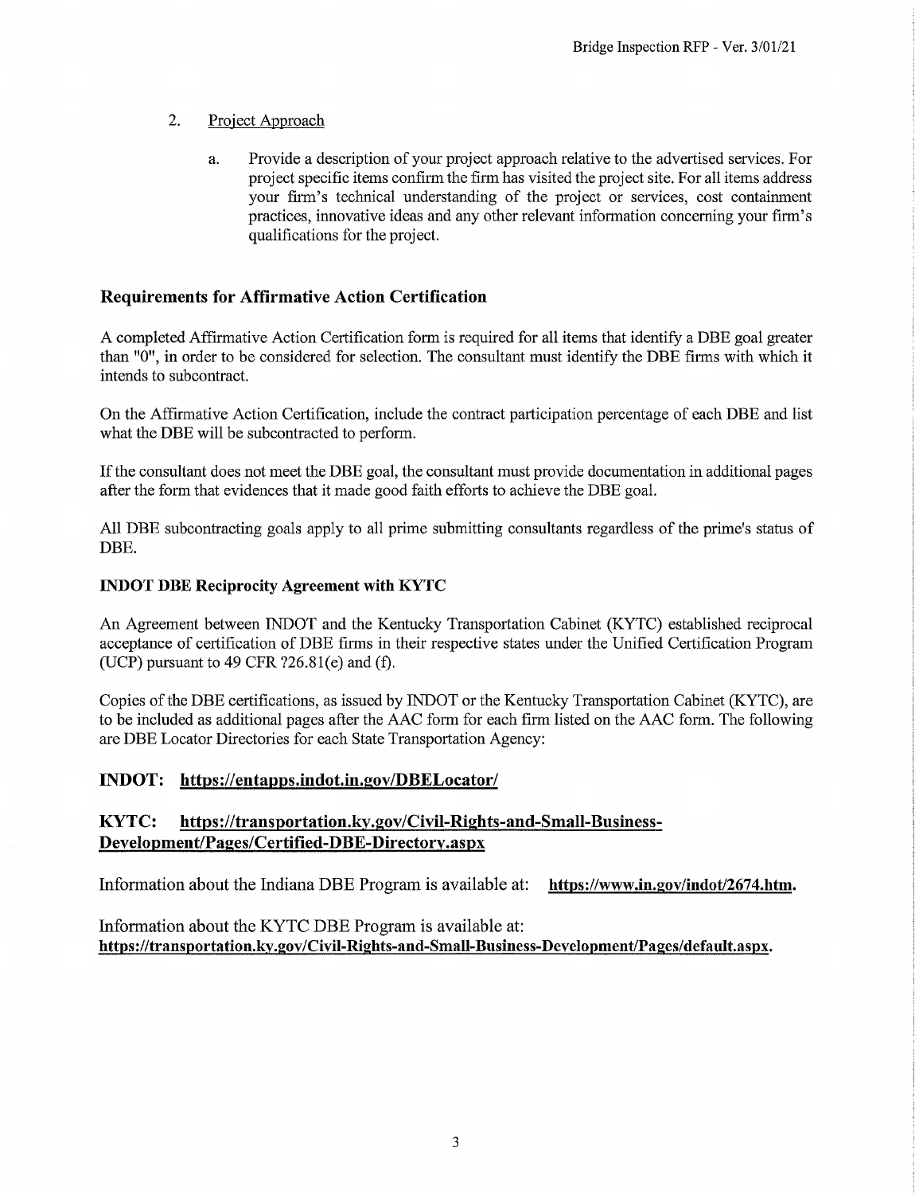2. Project Approach

   a. Provide a description of your project approach relative to the advertised services. For project specific items confirm the firm has visited the project site. For all items address your firm's technical understanding of the project or services, cost containment practices, innovative ideas and any other relevant information concerning your firm's qualifications for the project.

## Requirements for Affirmative Action Certification

A completed Affirmative Action Certification form is required for all items that identify a DBE goal greater than "0", in order to be considered for selection. The consultant must identify the DBE firms with which it intends to subcontract.

On the Affirmative Action Certification, include the contract participation percentage of each DBE and list what the DBE will be subcontracted to perform.

If the consultant does not meet the DBE goal, the consultant must provide documentation in additional pages after the form that evidences that it made good faith efforts to achieve the DBE goal.

All DBE subcontracting goals apply to all prime submitting consultants regardless of the prime's status of DBE.

### INDOT DBE Reciprocity Agreement with KYTC

An Agreement between INDOT and the Kentucky Transportation Cabinet (KYTC) established reciprocal acceptance of certification of DBE firms in their respective states under the Unified Certification Program (UCP) pursuant to 49 CFR ?26.81(e) and (f).

Copies of the DBE certifications, as issued by INDOT or the Kentucky Transportation Cabinet (KYTC), are to be included as additional pages after the AAC form for each firm listed on the AAC form. The following are DBE Locator Directories for each State Transportation Agency:

## INDOT: https://entapps.indot.in.gov/DBELocator/

## KYTC: https://transportation.ky.gov/Civil-Rights-and-Small-Business-Development/Pages/Certified-DBE-Directory.aspx

Information about the Indiana DBE Program is available at: **https://www.in.gov/indot/2674.htm.**

Information about the KYTC DBE Program is available at: **https://transportation.ky.gov/Civil-Rights-and-Small-Business-Development/Pages/default.aspx.**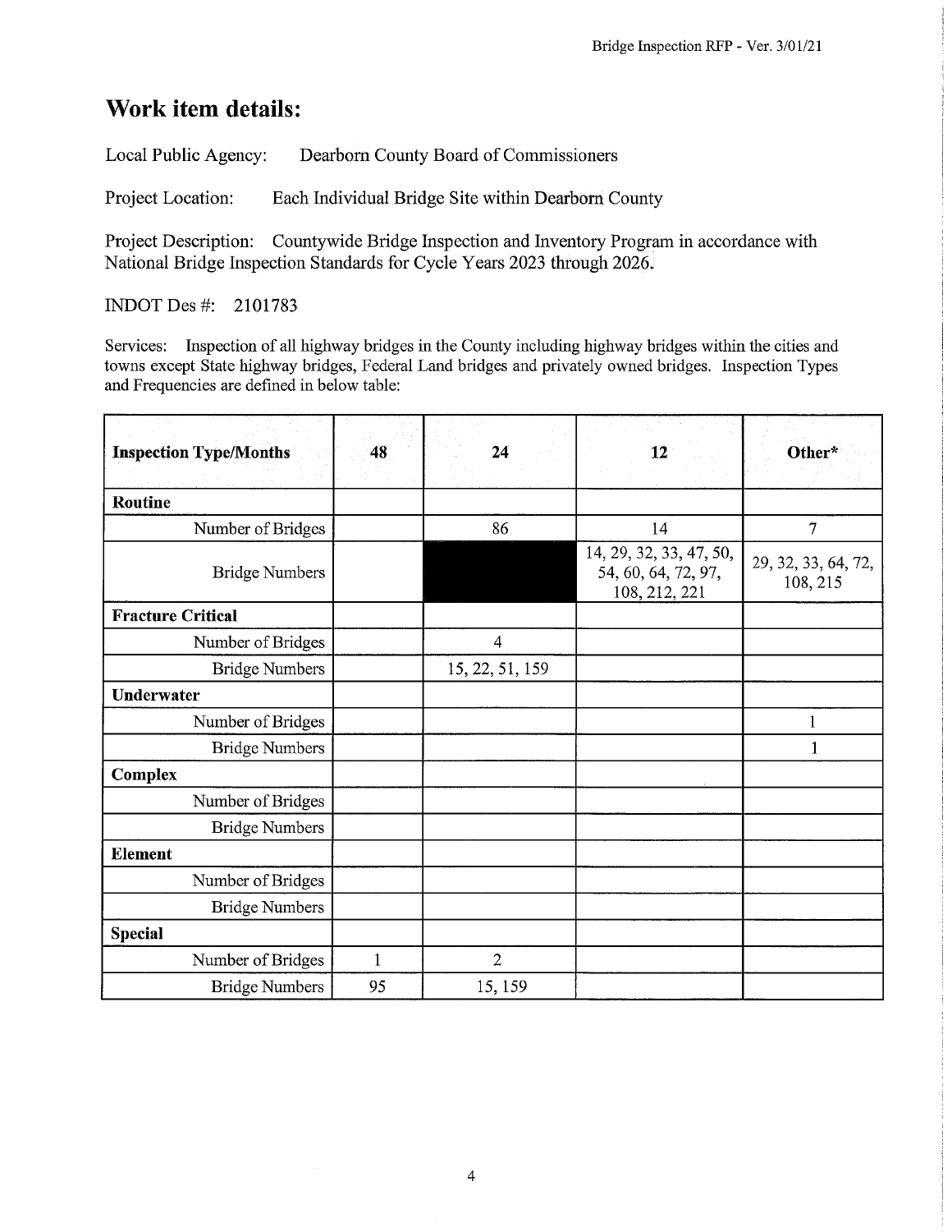# Work item details:

Local Public Agency: Dearborn County Board of Commissioners

Project Location: Each Individual Bridge Site within Dearborn County

Project Description: Countywide Bridge Inspection and Inventory Program in accordance with National Bridge Inspection Standards for Cycle Years 2023 through 2026.

INDOT Des #: 2101783

Services: Inspection of all highway bridges in the County including highway bridges within the cities and towns except State highway bridges, Federal Land bridges and privately owned bridges. Inspection Types and Frequencies are defined in below table:

| **Inspection Type/Months** | **48** | **24** | **12** | **Other*** |
|---|---|---|---|---|
| **Routine** | | | | |
| Number of Bridges | | 86 | 14 | 7 |
| Bridge Numbers | | | 14, 29, 32, 33, 47, 50, 54, 60, 64, 72, 97, 108, 212, 221 | 29, 32, 33, 64, 72, 108, 215 |
| **Fracture Critical** | | | | |
| Number of Bridges | | 4 | | |
| Bridge Numbers | | 15, 22, 51, 159 | | |
| **Underwater** | | | | |
| Number of Bridges | | | | 1 |
| Bridge Numbers | | | | 1 |
| **Complex** | | | | |
| Number of Bridges | | | | |
| Bridge Numbers | | | | |
| **Element** | | | | |
| Number of Bridges | | | | |
| Bridge Numbers | | | | |
| **Special** | | | | |
| Number of Bridges | 1 | 2 | | |
| Bridge Numbers | 95 | 15, 159 | | |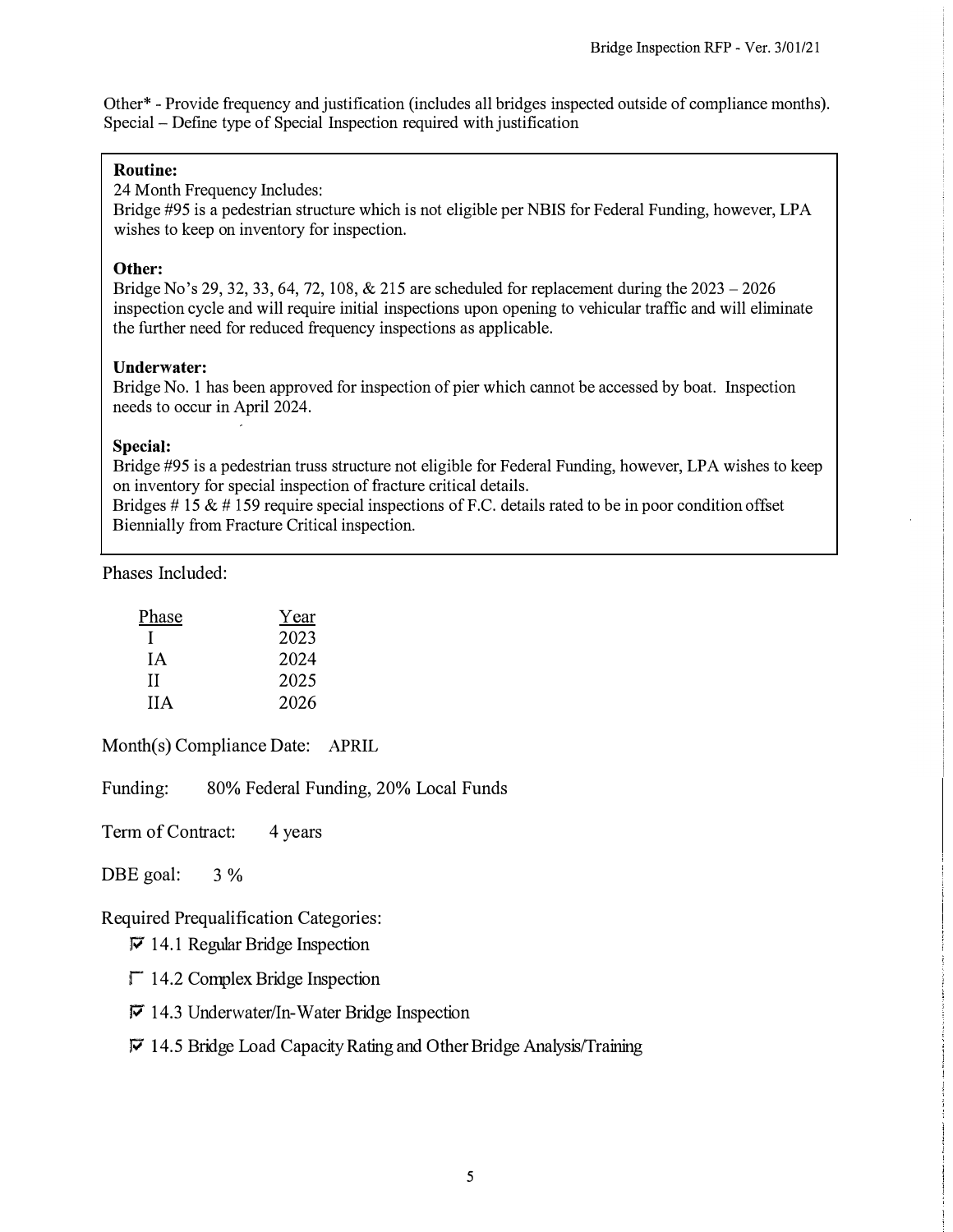Other* - Provide frequency and justification (includes all bridges inspected outside of compliance months).
Special – Define type of Special Inspection required with justification

**Routine:**
24 Month Frequency Includes:
Bridge #95 is a pedestrian structure which is not eligible per NBIS for Federal Funding, however, LPA wishes to keep on inventory for inspection.

**Other:**
Bridge No's 29, 32, 33, 64, 72, 108, & 215 are scheduled for replacement during the 2023 – 2026 inspection cycle and will require initial inspections upon opening to vehicular traffic and will eliminate the further need for reduced frequency inspections as applicable.

**Underwater:**
Bridge No. 1 has been approved for inspection of pier which cannot be accessed by boat. Inspection needs to occur in April 2024.

**Special:**
Bridge #95 is a pedestrian truss structure not eligible for Federal Funding, however, LPA wishes to keep on inventory for special inspection of fracture critical details.
Bridges # 15 & # 159 require special inspections of F.C. details rated to be in poor condition offset Biennially from Fracture Critical inspection.

Phases Included:

| Phase | Year |
|---|---|
| I | 2023 |
| IA | 2024 |
| II | 2025 |
| IIA | 2026 |

Month(s) Compliance Date: APRIL

Funding: 80% Federal Funding, 20% Local Funds

Term of Contract: 4 years

DBE goal: 3 %

Required Prequalification Categories:

- ☑ 14.1 Regular Bridge Inspection
- ☐ 14.2 Complex Bridge Inspection
- ☑ 14.3 Underwater/In-Water Bridge Inspection
- ☑ 14.5 Bridge Load Capacity Rating and Other Bridge Analysis/Training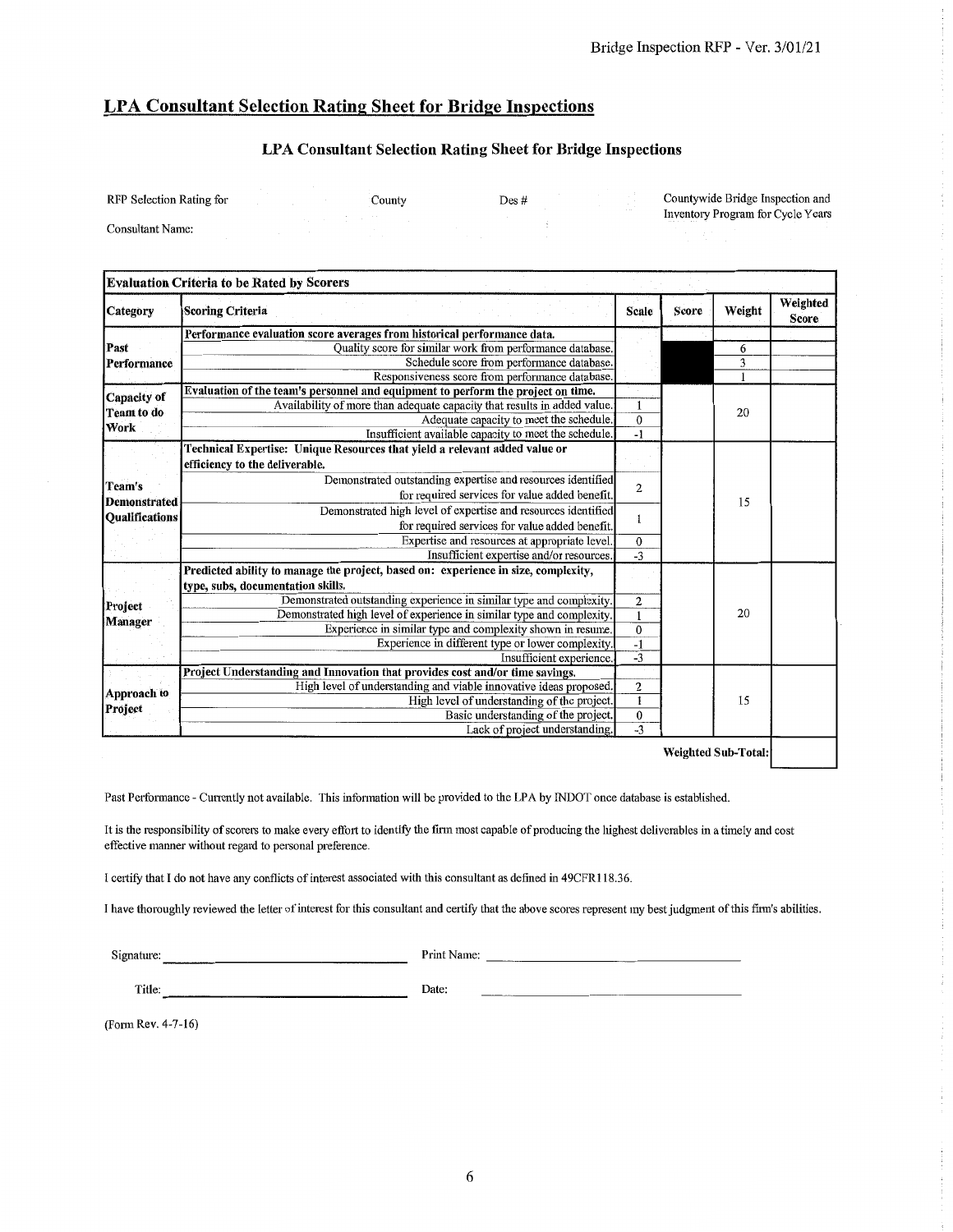## LPA Consultant Selection Rating Sheet for Bridge Inspections

### LPA Consultant Selection Rating Sheet for Bridge Inspections

RFP Selection Rating for County Des # Countywide Bridge Inspection and Inventory Program for Cycle Years

Consultant Name:

| Evaluation Criteria to be Rated by Scorers | | | | | |
|---|---|---|---|---|---|
| **Category** | **Scoring Criteria** | **Scale** | **Score** | **Weight** | **Weighted Score** |
| **Past Performance** | **Performance evaluation score averages from historical performance data.** | | | | |
| | Quality score for similar work from performance database. | | | 6 | |
| | Schedule score from performance database. | | | 3 | |
| | Responsiveness score from performance database. | | | 1 | |
| **Capacity of Team to do Work** | **Evaluation of the team's personnel and equipment to perform the project on time.** | | | 20 | |
| | Availability of more than adequate capacity that results in added value. | 1 | | | |
| | Adequate capacity to meet the schedule. | 0 | | | |
| | Insufficient available capacity to meet the schedule. | -1 | | | |
| **Team's Demonstrated Qualifications** | **Technical Expertise: Unique Resources that yield a relevant added value or efficiency to the deliverable.** | | | 15 | |
| | Demonstrated outstanding expertise and resources identified for required services for value added benefit. | 2 | | | |
| | Demonstrated high level of expertise and resources identified for required services for value added benefit. | 1 | | | |
| | Expertise and resources at appropriate level. | 0 | | | |
| | Insufficient expertise and/or resources. | -3 | | | |
| **Project Manager** | **Predicted ability to manage the project, based on: experience in size, complexity, type, subs, documentation skills.** | | | 20 | |
| | Demonstrated outstanding experience in similar type and complexity. | 2 | | | |
| | Demonstrated high level of experience in similar type and complexity. | 1 | | | |
| | Experience in similar type and complexity shown in resume. | 0 | | | |
| | Experience in different type or lower complexity. | -1 | | | |
| | Insufficient experience. | -3 | | | |
| **Approach to Project** | **Project Understanding and Innovation that provides cost and/or time savings.** | | | 15 | |
| | High level of understanding and viable innovative ideas proposed. | 2 | | | |
| | High level of understanding of the project. | 1 | | | |
| | Basic understanding of the project. | 0 | | | |
| | Lack of project understanding. | -3 | | | |
| | | | | **Weighted Sub-Total:** | |

Past Performance - Currently not available. This information will be provided to the LPA by INDOT once database is established.

It is the responsibility of scorers to make every effort to identify the firm most capable of producing the highest deliverables in a timely and cost effective manner without regard to personal preference.

I certify that I do not have any conflicts of interest associated with this consultant as defined in 49CFR18.36.

I have thoroughly reviewed the letter of interest for this consultant and certify that the above scores represent my best judgment of this firm's abilities.

Signature: ______________________ Print Name: ______________________

Title: ______________________ Date: ______________________

(Form Rev. 4-7-16)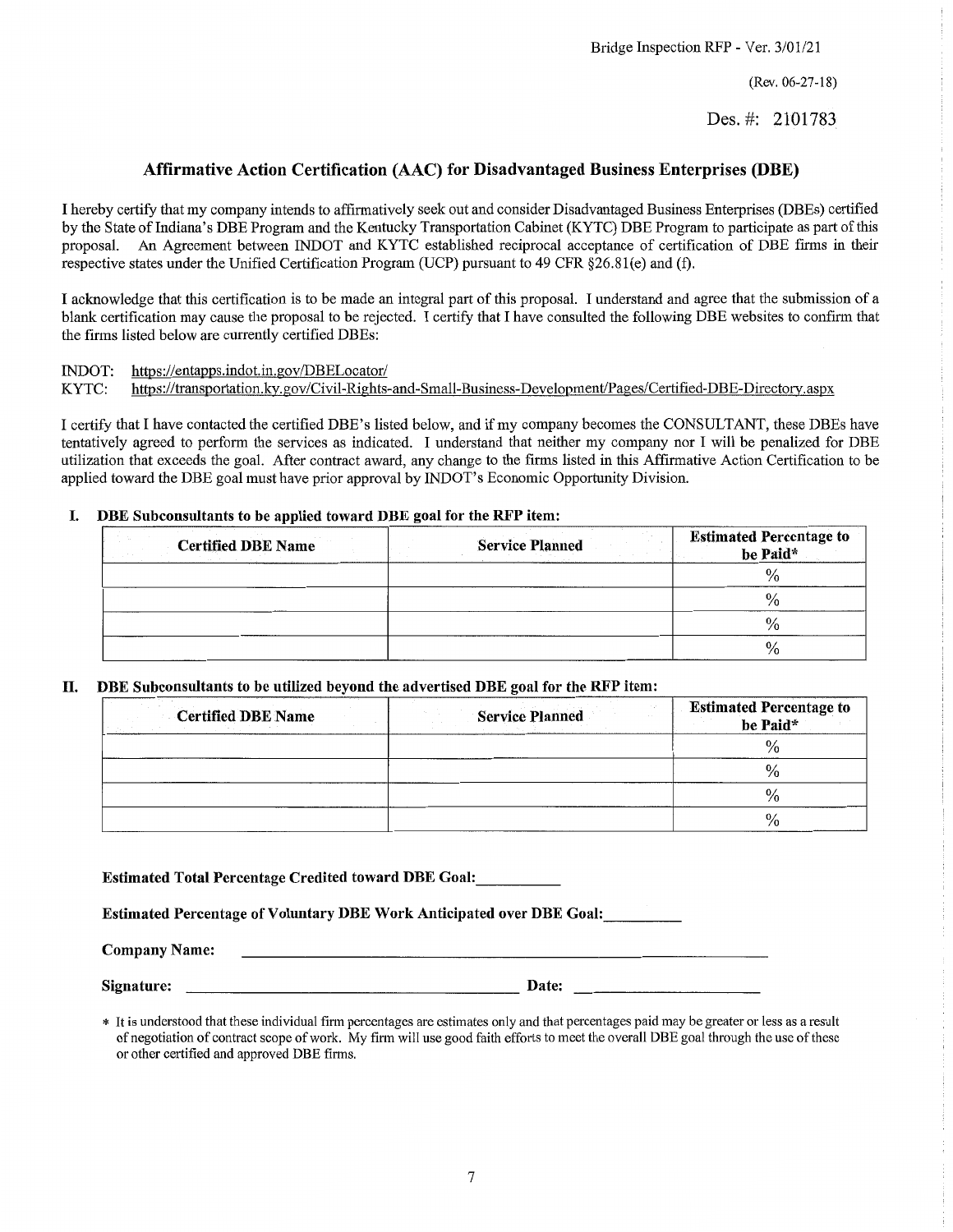Des. #: 2101783

## Affirmative Action Certification (AAC) for Disadvantaged Business Enterprises (DBE)

I hereby certify that my company intends to affirmatively seek out and consider Disadvantaged Business Enterprises (DBEs) certified by the State of Indiana's DBE Program and the Kentucky Transportation Cabinet (KYTC) DBE Program to participate as part of this proposal. An Agreement between INDOT and KYTC established reciprocal acceptance of certification of DBE firms in their respective states under the Unified Certification Program (UCP) pursuant to 49 CFR §26.81(e) and (f).

I acknowledge that this certification is to be made an integral part of this proposal. I understand and agree that the submission of a blank certification may cause the proposal to be rejected. I certify that I have consulted the following DBE websites to confirm that the firms listed below are currently certified DBEs:

INDOT: https://entapps.indot.in.gov/DBELocator/
KYTC: https://transportation.ky.gov/Civil-Rights-and-Small-Business-Development/Pages/Certified-DBE-Directory.aspx

I certify that I have contacted the certified DBE's listed below, and if my company becomes the CONSULTANT, these DBEs have tentatively agreed to perform the services as indicated. I understand that neither my company nor I will be penalized for DBE utilization that exceeds the goal. After contract award, any change to the firms listed in this Affirmative Action Certification to be applied toward the DBE goal must have prior approval by INDOT's Economic Opportunity Division.

### I. DBE Subconsultants to be applied toward DBE goal for the RFP item:

| Certified DBE Name | Service Planned | Estimated Percentage to be Paid* |
|---|---|---|
| | | % |
| | | % |
| | | % |
| | | % |

### II. DBE Subconsultants to be utilized beyond the advertised DBE goal for the RFP item:

| Certified DBE Name | Service Planned | Estimated Percentage to be Paid* |
|---|---|---|
| | | % |
| | | % |
| | | % |
| | | % |

**Estimated Total Percentage Credited toward DBE Goal:** __________

**Estimated Percentage of Voluntary DBE Work Anticipated over DBE Goal:** _________

**Company Name:** ________________________________________

**Signature:** ______________________________ **Date:** ________________

\* It is understood that these individual firm percentages are estimates only and that percentages paid may be greater or less as a result of negotiation of contract scope of work. My firm will use good faith efforts to meet the overall DBE goal through the use of these or other certified and approved DBE firms.